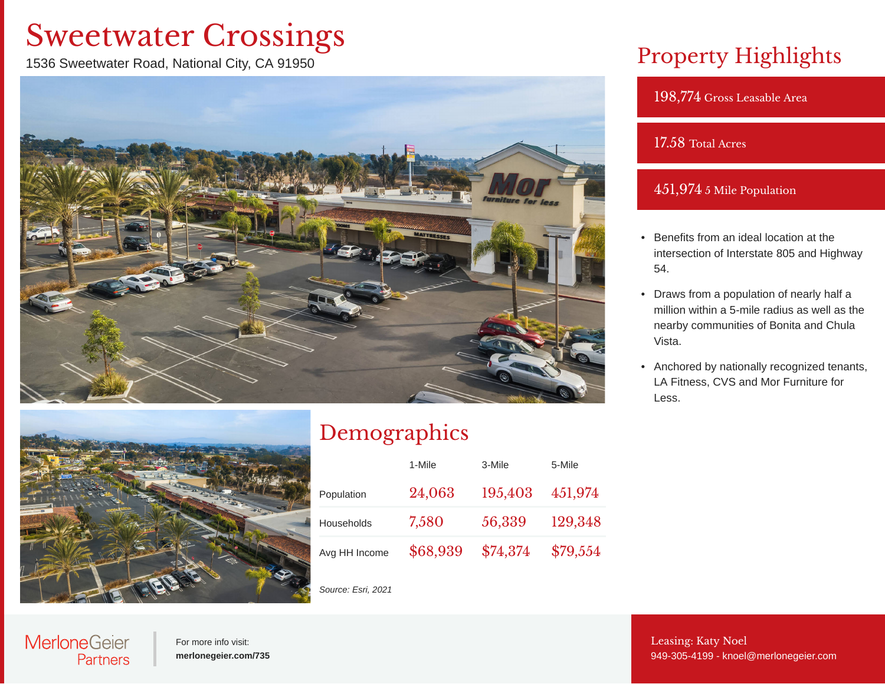# Sweetwater Crossings

1536 Sweetwater Road, National City, CA 91950

## Demographics

| | 1-Mile | 3-Mile | 5-Mile |
|---|---|---|---|
| Population | 24,063 | 195,403 | 451,974 |
| Households | 7,580 | 56,339 | 129,348 |
| Avg HH Income | $68,939 | $74,374 | $79,554 |

*Source: Esri, 2021*

## Property Highlights

**198,774** Gross Leasable Area

**17.58** Total Acres

**451,974** 5 Mile Population

- Benefits from an ideal location at the intersection of Interstate 805 and Highway 54.
- Draws from a population of nearly half a million within a 5-mile radius as well as the nearby communities of Bonita and Chula Vista.
- Anchored by nationally recognized tenants, LA Fitness, CVS and Mor Furniture for Less.

MerloneGeier Partners

For more info visit:
**merlonegeier.com/735**

Leasing: Katy Noel
949-305-4199 - knoel@merlonegeier.com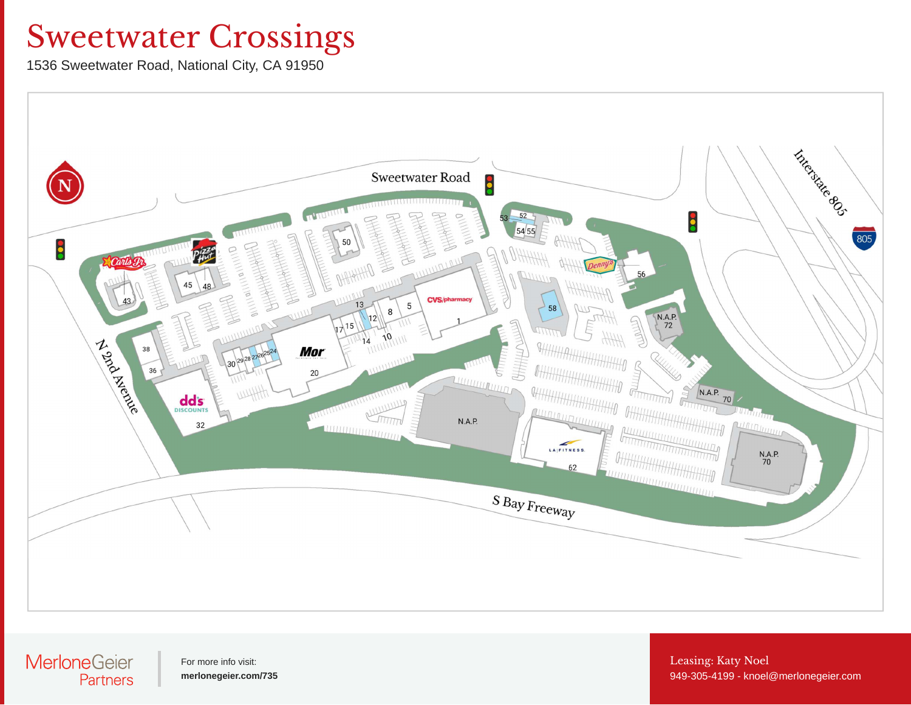# Sweetwater Crossings

1536 Sweetwater Road, National City, CA 91950

Sweetwater Road

Interstate 805

805

N 2nd Avenue

S Bay Freeway

Carl's Jr. 43

Pizza Hut 45 48

50

52 53 54 55

Denny's 56

58

CVS/pharmacy 1

5 8 10 12 13 14 15 17

Mor 20

24 25 26 27 28 29 30

38 36

dd's DISCOUNTS 32

N.A.P. 72

N.A.P. 70

N.A.P.

LA FITNESS 62

N.A.P. 70

MerloneGeier Partners

For more info visit:
**merlonegeier.com/735**

Leasing: Katy Noel
949-305-4199 - knoel@merlonegeier.com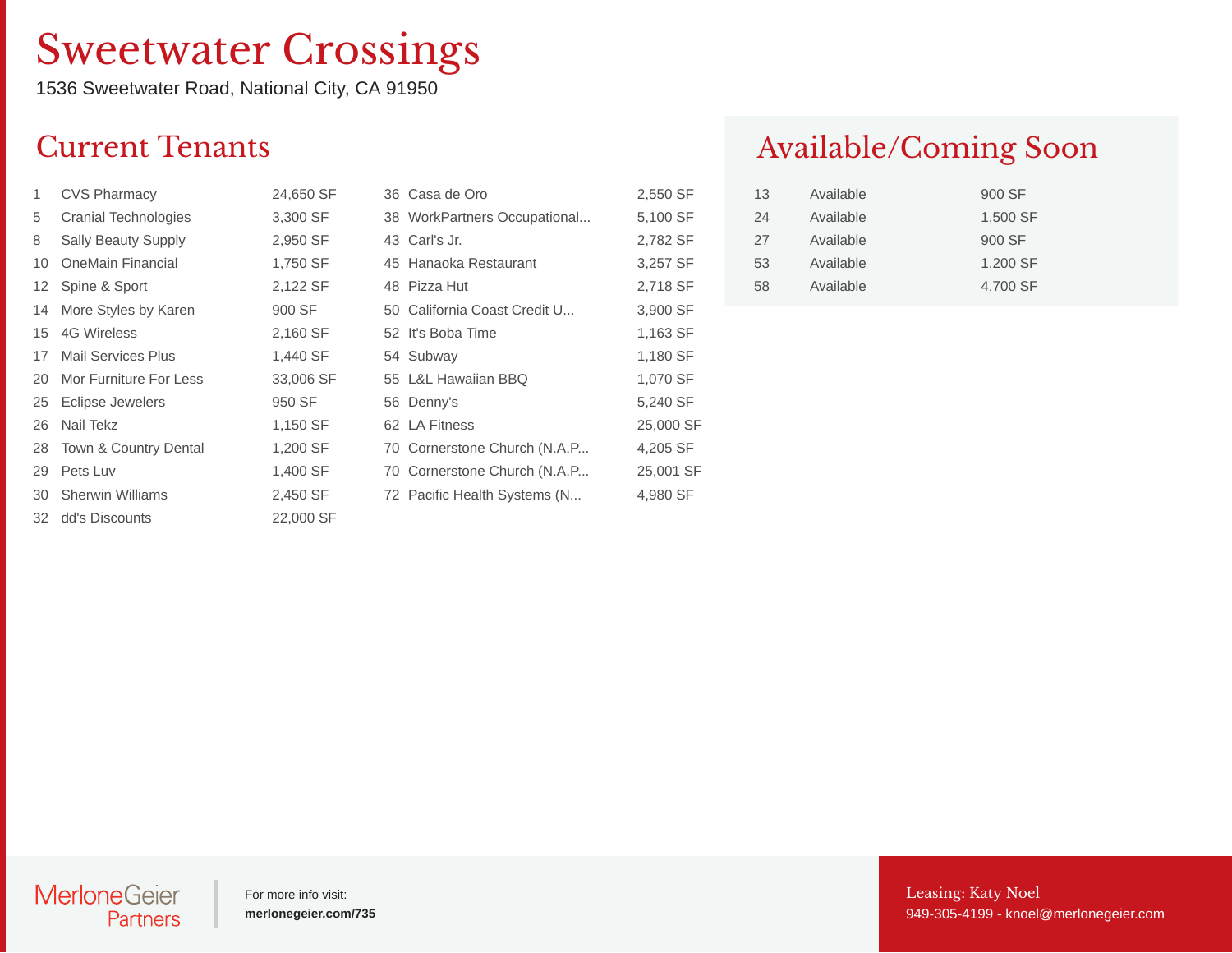# Sweetwater Crossings

1536 Sweetwater Road, National City, CA 91950

## Current Tenants

| | | |
|---|---|---|
| 1 | CVS Pharmacy | 24,650 SF |
| 5 | Cranial Technologies | 3,300 SF |
| 8 | Sally Beauty Supply | 2,950 SF |
| 10 | OneMain Financial | 1,750 SF |
| 12 | Spine & Sport | 2,122 SF |
| 14 | More Styles by Karen | 900 SF |
| 15 | 4G Wireless | 2,160 SF |
| 17 | Mail Services Plus | 1,440 SF |
| 20 | Mor Furniture For Less | 33,006 SF |
| 25 | Eclipse Jewelers | 950 SF |
| 26 | Nail Tekz | 1,150 SF |
| 28 | Town & Country Dental | 1,200 SF |
| 29 | Pets Luv | 1,400 SF |
| 30 | Sherwin Williams | 2,450 SF |
| 32 | dd's Discounts | 22,000 SF |
| 36 | Casa de Oro | 2,550 SF |
| 38 | WorkPartners Occupational... | 5,100 SF |
| 43 | Carl's Jr. | 2,782 SF |
| 45 | Hanaoka Restaurant | 3,257 SF |
| 48 | Pizza Hut | 2,718 SF |
| 50 | California Coast Credit U... | 3,900 SF |
| 52 | It's Boba Time | 1,163 SF |
| 54 | Subway | 1,180 SF |
| 55 | L&L Hawaiian BBQ | 1,070 SF |
| 56 | Denny's | 5,240 SF |
| 62 | LA Fitness | 25,000 SF |
| 70 | Cornerstone Church (N.A.P... | 4,205 SF |
| 70 | Cornerstone Church (N.A.P... | 25,001 SF |
| 72 | Pacific Health Systems (N... | 4,980 SF |

## Available/Coming Soon

| | | |
|---|---|---|
| 13 | Available | 900 SF |
| 24 | Available | 1,500 SF |
| 27 | Available | 900 SF |
| 53 | Available | 1,200 SF |
| 58 | Available | 4,700 SF |

MerloneGeier Partners

For more info visit:
**merlonegeier.com/735**

Leasing: Katy Noel
949-305-4199 - knoel@merlonegeier.com